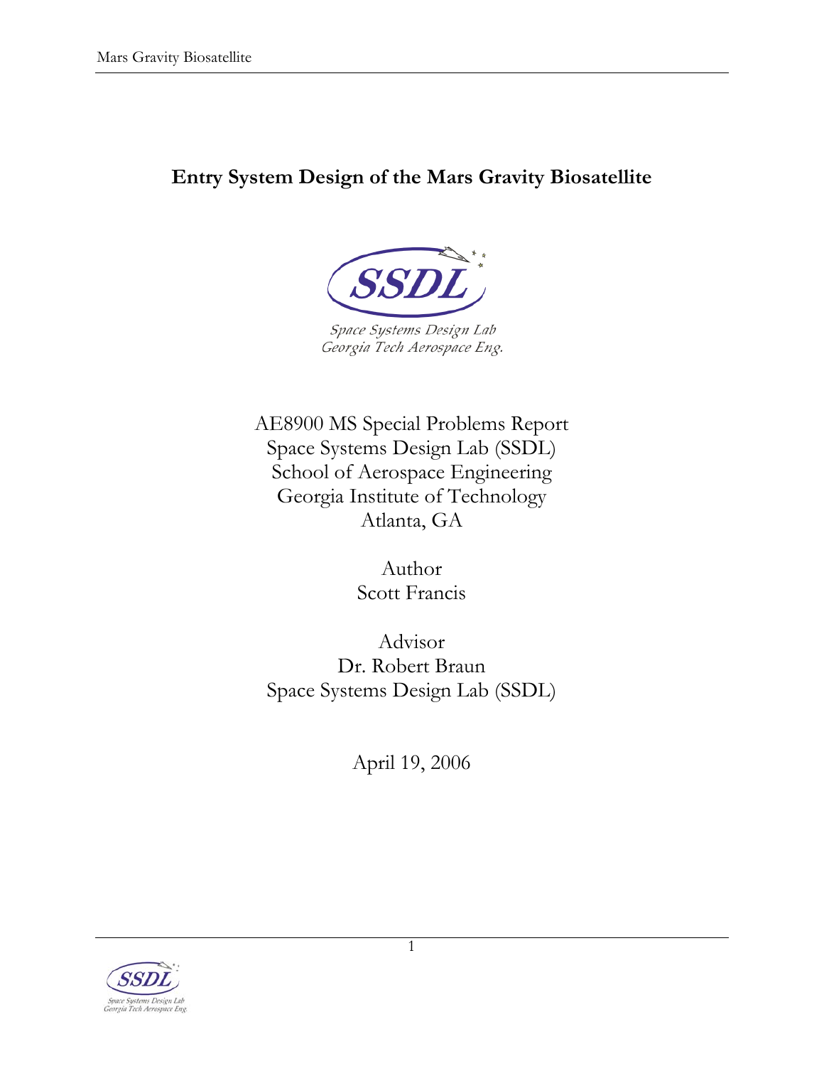# Entry System Design of the Mars Gravity Biosatellite

Space Systems Design Lab
Georgia Tech Aerospace Eng.

AE8900 MS Special Problems Report
Space Systems Design Lab (SSDL)
School of Aerospace Engineering
Georgia Institute of Technology
Atlanta, GA

Author
Scott Francis

Advisor
Dr. Robert Braun
Space Systems Design Lab (SSDL)

April 19, 2006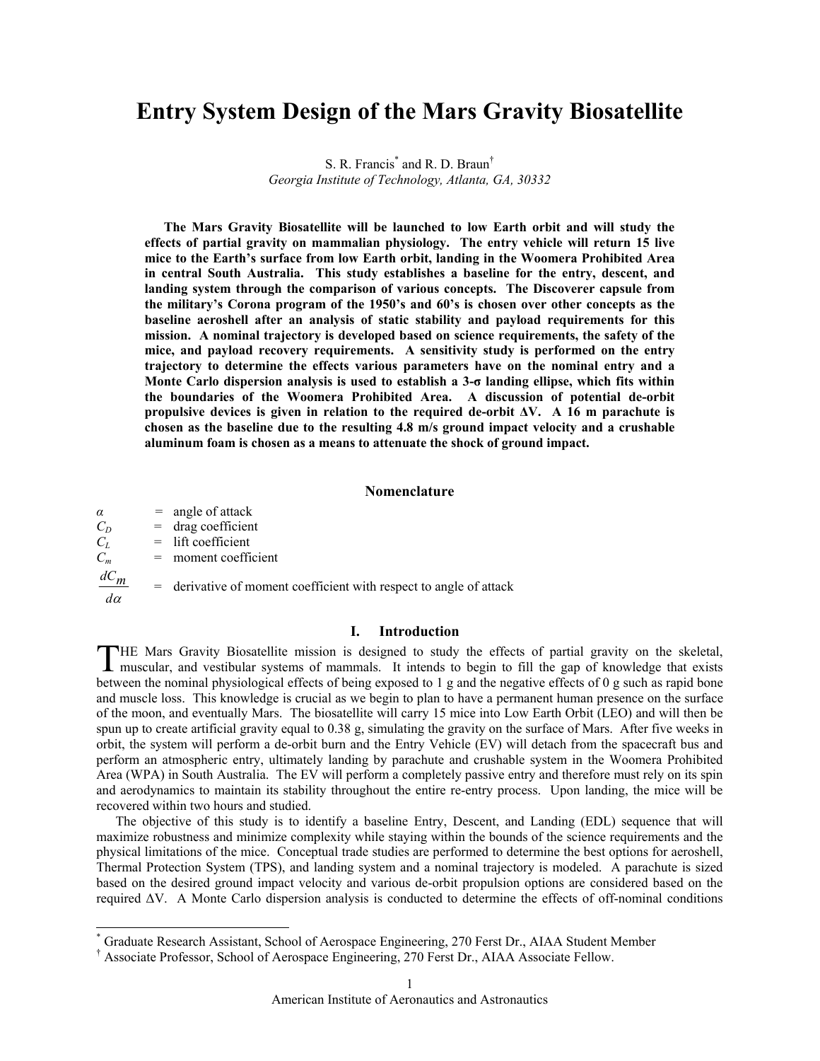# Entry System Design of the Mars Gravity Biosatellite

S. R. Francis[*] and R. D. Braun[†]

*Georgia Institute of Technology, Atlanta, GA, 30332*

**The Mars Gravity Biosatellite will be launched to low Earth orbit and will study the effects of partial gravity on mammalian physiology. The entry vehicle will return 15 live mice to the Earth's surface from low Earth orbit, landing in the Woomera Prohibited Area in central South Australia. This study establishes a baseline for the entry, descent, and landing system through the comparison of various concepts. The Discoverer capsule from the military's Corona program of the 1950's and 60's is chosen over other concepts as the baseline aeroshell after an analysis of static stability and payload requirements for this mission. A nominal trajectory is developed based on science requirements, the safety of the mice, and payload recovery requirements. A sensitivity study is performed on the entry trajectory to determine the effects various parameters have on the nominal entry and a Monte Carlo dispersion analysis is used to establish a 3-σ landing ellipse, which fits within the boundaries of the Woomera Prohibited Area. A discussion of potential de-orbit propulsive devices is given in relation to the required de-orbit ΔV. A 16 m parachute is chosen as the baseline due to the resulting 4.8 m/s ground impact velocity and a crushable aluminum foam is chosen as a means to attenuate the shock of ground impact.**

## Nomenclature

$\alpha$ = angle of attack
$C_D$ = drag coefficient
$C_L$ = lift coefficient
$C_m$ = moment coefficient
$\dfrac{dC_m}{d\alpha}$ = derivative of moment coefficient with respect to angle of attack

## I. Introduction

THE Mars Gravity Biosatellite mission is designed to study the effects of partial gravity on the skeletal, muscular, and vestibular systems of mammals. It intends to begin to fill the gap of knowledge that exists between the nominal physiological effects of being exposed to 1 g and the negative effects of 0 g such as rapid bone and muscle loss. This knowledge is crucial as we begin to plan to have a permanent human presence on the surface of the moon, and eventually Mars. The biosatellite will carry 15 mice into Low Earth Orbit (LEO) and will then be spun up to create artificial gravity equal to 0.38 g, simulating the gravity on the surface of Mars. After five weeks in orbit, the system will perform a de-orbit burn and the Entry Vehicle (EV) will detach from the spacecraft bus and perform an atmospheric entry, ultimately landing by parachute and crushable system in the Woomera Prohibited Area (WPA) in South Australia. The EV will perform a completely passive entry and therefore must rely on its spin and aerodynamics to maintain its stability throughout the entire re-entry process. Upon landing, the mice will be recovered within two hours and studied.

The objective of this study is to identify a baseline Entry, Descent, and Landing (EDL) sequence that will maximize robustness and minimize complexity while staying within the bounds of the science requirements and the physical limitations of the mice. Conceptual trade studies are performed to determine the best options for aeroshell, Thermal Protection System (TPS), and landing system and a nominal trajectory is modeled. A parachute is sized based on the desired ground impact velocity and various de-orbit propulsion options are considered based on the required ΔV. A Monte Carlo dispersion analysis is conducted to determine the effects of off-nominal conditions

---

[*] Graduate Research Assistant, School of Aerospace Engineering, 270 Ferst Dr., AIAA Student Member

[†] Associate Professor, School of Aerospace Engineering, 270 Ferst Dr., AIAA Associate Fellow.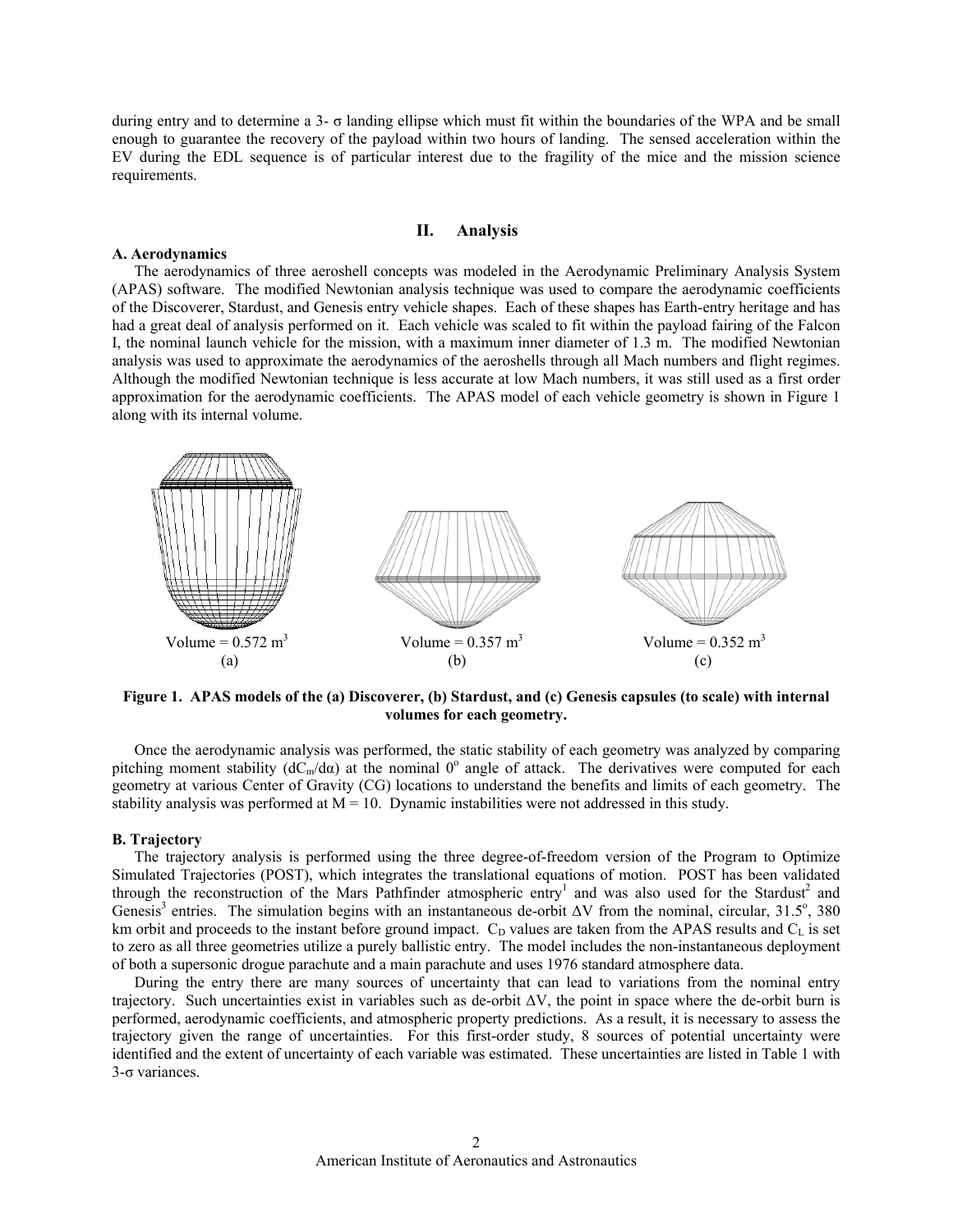during entry and to determine a 3- σ landing ellipse which must fit within the boundaries of the WPA and be small enough to guarantee the recovery of the payload within two hours of landing. The sensed acceleration within the EV during the EDL sequence is of particular interest due to the fragility of the mice and the mission science requirements.

## II. Analysis

### A. Aerodynamics

The aerodynamics of three aeroshell concepts was modeled in the Aerodynamic Preliminary Analysis System (APAS) software. The modified Newtonian analysis technique was used to compare the aerodynamic coefficients of the Discoverer, Stardust, and Genesis entry vehicle shapes. Each of these shapes has Earth-entry heritage and has had a great deal of analysis performed on it. Each vehicle was scaled to fit within the payload fairing of the Falcon I, the nominal launch vehicle for the mission, with a maximum inner diameter of 1.3 m. The modified Newtonian analysis was used to approximate the aerodynamics of the aeroshells through all Mach numbers and flight regimes. Although the modified Newtonian technique is less accurate at low Mach numbers, it was still used as a first order approximation for the aerodynamic coefficients. The APAS model of each vehicle geometry is shown in Figure 1 along with its internal volume.

Volume = 0.572 $m^3$
(a)

Volume = 0.357 $m^3$
(b)

Volume = 0.352 $m^3$
(c)

**Figure 1. APAS models of the (a) Discoverer, (b) Stardust, and (c) Genesis capsules (to scale) with internal volumes for each geometry.**

Once the aerodynamic analysis was performed, the static stability of each geometry was analyzed by comparing pitching moment stability ($dC_m/d\alpha$) at the nominal $0^o$ angle of attack. The derivatives were computed for each geometry at various Center of Gravity (CG) locations to understand the benefits and limits of each geometry. The stability analysis was performed at M = 10. Dynamic instabilities were not addressed in this study.

### B. Trajectory

The trajectory analysis is performed using the three degree-of-freedom version of the Program to Optimize Simulated Trajectories (POST), which integrates the translational equations of motion. POST has been validated through the reconstruction of the Mars Pathfinder atmospheric entry[1] and was also used for the Stardust[2] and Genesis[3] entries. The simulation begins with an instantaneous de-orbit ΔV from the nominal, circular, $31.5^o$, 380 km orbit and proceeds to the instant before ground impact. $C_D$ values are taken from the APAS results and $C_L$ is set to zero as all three geometries utilize a purely ballistic entry. The model includes the non-instantaneous deployment of both a supersonic drogue parachute and a main parachute and uses 1976 standard atmosphere data.

During the entry there are many sources of uncertainty that can lead to variations from the nominal entry trajectory. Such uncertainties exist in variables such as de-orbit ΔV, the point in space where the de-orbit burn is performed, aerodynamic coefficients, and atmospheric property predictions. As a result, it is necessary to assess the trajectory given the range of uncertainties. For this first-order study, 8 sources of potential uncertainty were identified and the extent of uncertainty of each variable was estimated. These uncertainties are listed in Table 1 with 3-σ variances.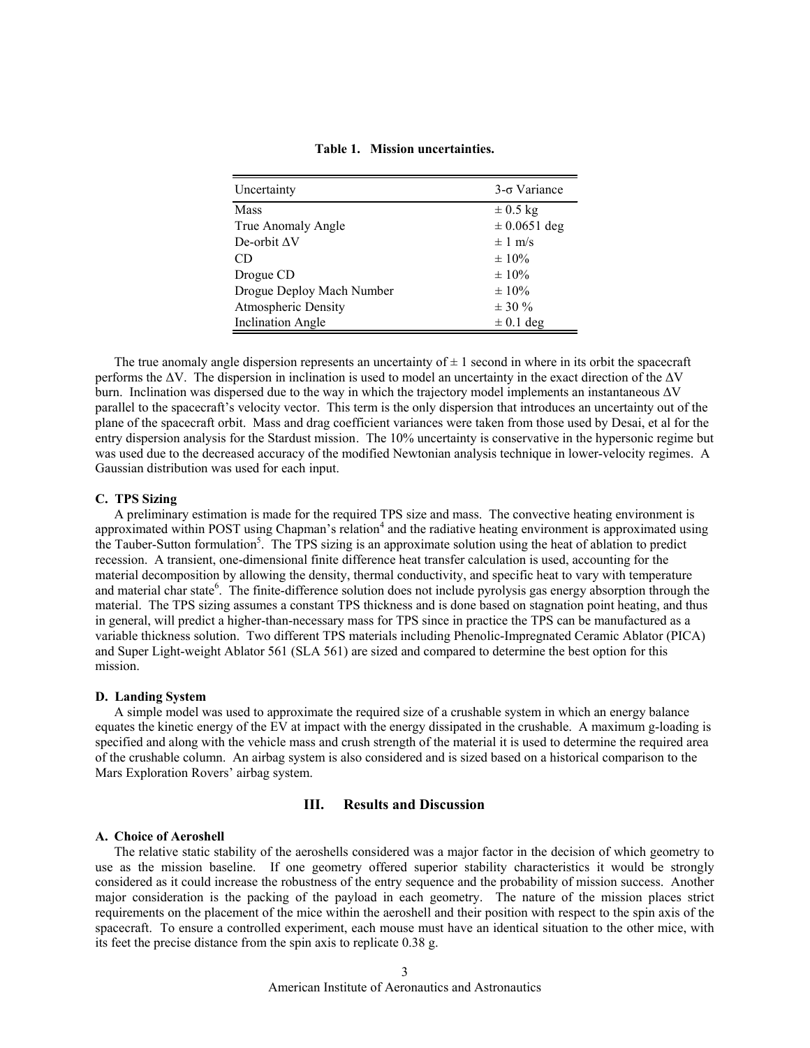**Table 1. Mission uncertainties.**

| Uncertainty | 3-σ Variance |
| --- | --- |
| Mass | ± 0.5 kg |
| True Anomaly Angle | ± 0.0651 deg |
| De-orbit ΔV | ± 1 m/s |
| CD | ± 10% |
| Drogue CD | ± 10% |
| Drogue Deploy Mach Number | ± 10% |
| Atmospheric Density | ± 30 % |
| Inclination Angle | ± 0.1 deg |

The true anomaly angle dispersion represents an uncertainty of ± 1 second in where in its orbit the spacecraft performs the ΔV. The dispersion in inclination is used to model an uncertainty in the exact direction of the ΔV burn. Inclination was dispersed due to the way in which the trajectory model implements an instantaneous ΔV parallel to the spacecraft's velocity vector. This term is the only dispersion that introduces an uncertainty out of the plane of the spacecraft orbit. Mass and drag coefficient variances were taken from those used by Desai, et al for the entry dispersion analysis for the Stardust mission. The 10% uncertainty is conservative in the hypersonic regime but was used due to the decreased accuracy of the modified Newtonian analysis technique in lower-velocity regimes. A Gaussian distribution was used for each input.

### C. TPS Sizing

A preliminary estimation is made for the required TPS size and mass. The convective heating environment is approximated within POST using Chapman's relation[4] and the radiative heating environment is approximated using the Tauber-Sutton formulation[5]. The TPS sizing is an approximate solution using the heat of ablation to predict recession. A transient, one-dimensional finite difference heat transfer calculation is used, accounting for the material decomposition by allowing the density, thermal conductivity, and specific heat to vary with temperature and material char state[6]. The finite-difference solution does not include pyrolysis gas energy absorption through the material. The TPS sizing assumes a constant TPS thickness and is done based on stagnation point heating, and thus in general, will predict a higher-than-necessary mass for TPS since in practice the TPS can be manufactured as a variable thickness solution. Two different TPS materials including Phenolic-Impregnated Ceramic Ablator (PICA) and Super Light-weight Ablator 561 (SLA 561) are sized and compared to determine the best option for this mission.

### D. Landing System

A simple model was used to approximate the required size of a crushable system in which an energy balance equates the kinetic energy of the EV at impact with the energy dissipated in the crushable. A maximum g-loading is specified and along with the vehicle mass and crush strength of the material it is used to determine the required area of the crushable column. An airbag system is also considered and is sized based on a historical comparison to the Mars Exploration Rovers' airbag system.

## III. Results and Discussion

### A. Choice of Aeroshell

The relative static stability of the aeroshells considered was a major factor in the decision of which geometry to use as the mission baseline. If one geometry offered superior stability characteristics it would be strongly considered as it could increase the robustness of the entry sequence and the probability of mission success. Another major consideration is the packing of the payload in each geometry. The nature of the mission places strict requirements on the placement of the mice within the aeroshell and their position with respect to the spin axis of the spacecraft. To ensure a controlled experiment, each mouse must have an identical situation to the other mice, with its feet the precise distance from the spin axis to replicate 0.38 g.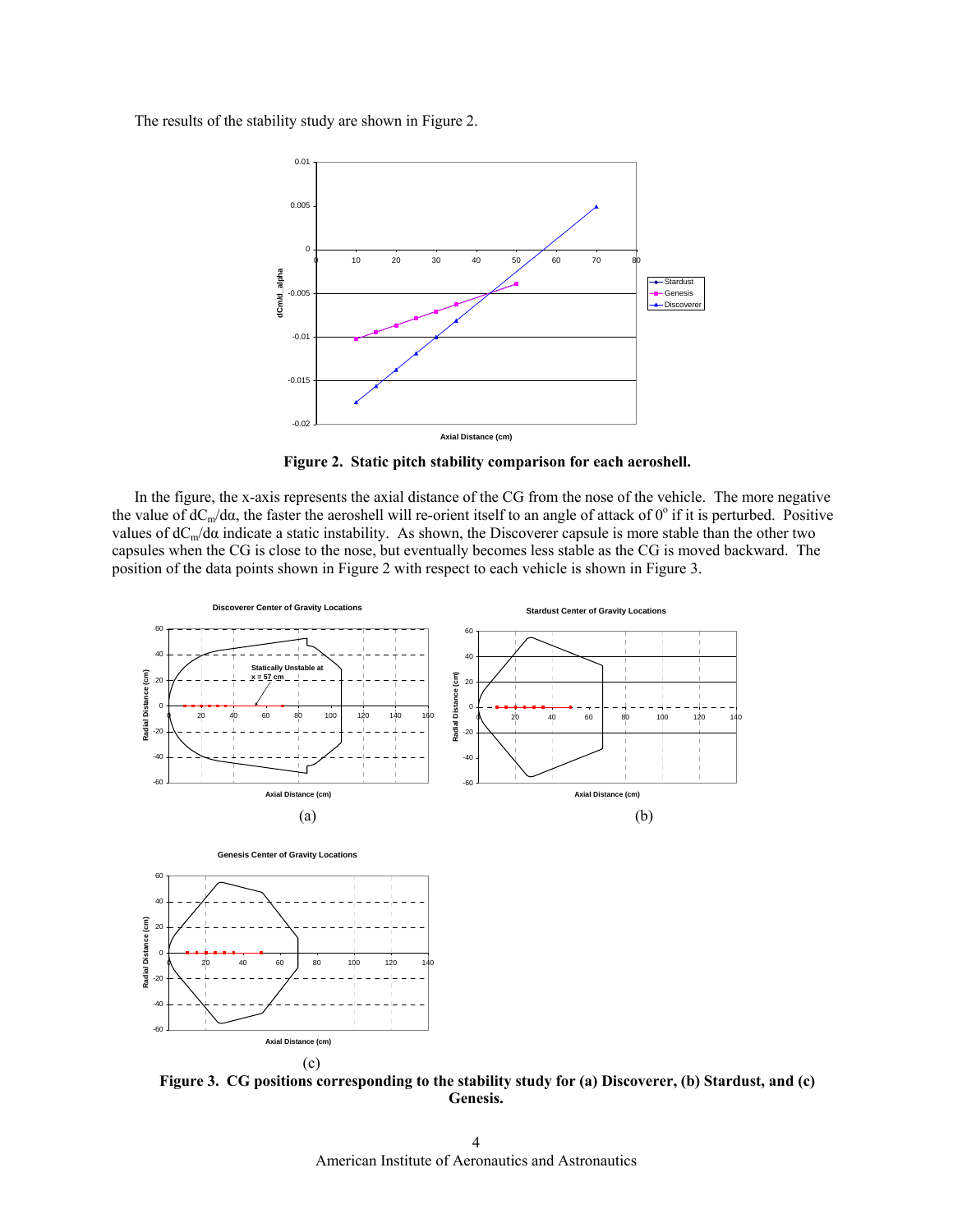The results of the stability study are shown in Figure 2.

**Figure 2. Static pitch stability comparison for each aeroshell.**

In the figure, the x-axis represents the axial distance of the CG from the nose of the vehicle. The more negative the value of $dC_m/d\alpha$, the faster the aeroshell will re-orient itself to an angle of attack of $0^o$ if it is perturbed. Positive values of $dC_m/d\alpha$ indicate a static instability. As shown, the Discoverer capsule is more stable than the other two capsules when the CG is close to the nose, but eventually becomes less stable as the CG is moved backward. The position of the data points shown in Figure 2 with respect to each vehicle is shown in Figure 3.

(a)

(b)

(c)

**Figure 3. CG positions corresponding to the stability study for (a) Discoverer, (b) Stardust, and (c) Genesis.**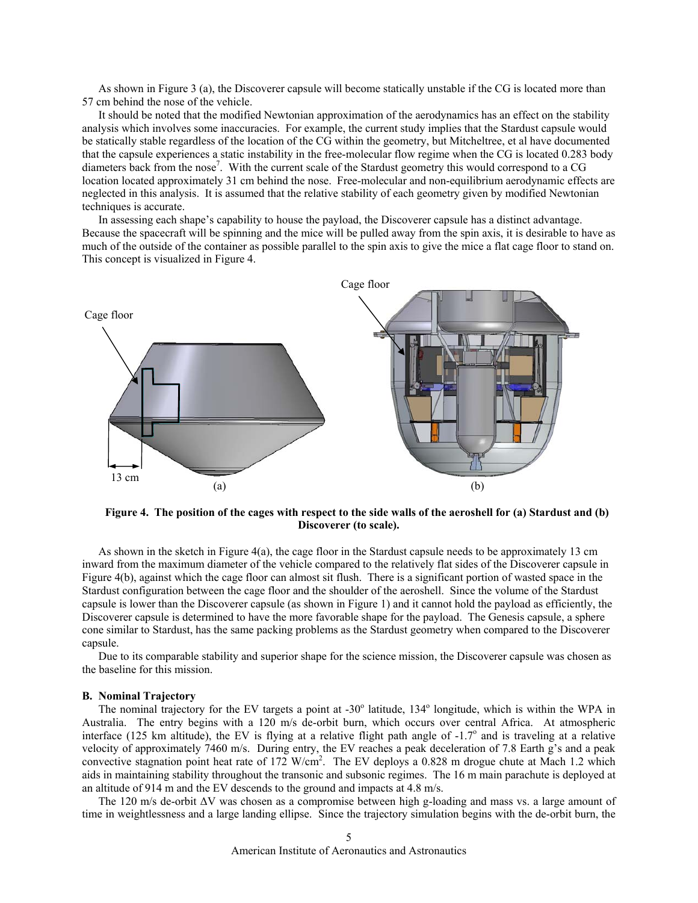As shown in Figure 3 (a), the Discoverer capsule will become statically unstable if the CG is located more than 57 cm behind the nose of the vehicle.

It should be noted that the modified Newtonian approximation of the aerodynamics has an effect on the stability analysis which involves some inaccuracies. For example, the current study implies that the Stardust capsule would be statically stable regardless of the location of the CG within the geometry, but Mitcheltree, et al have documented that the capsule experiences a static instability in the free-molecular flow regime when the CG is located 0.283 body diameters back from the nose[7]. With the current scale of the Stardust geometry this would correspond to a CG location located approximately 31 cm behind the nose. Free-molecular and non-equilibrium aerodynamic effects are neglected in this analysis. It is assumed that the relative stability of each geometry given by modified Newtonian techniques is accurate.

In assessing each shape's capability to house the payload, the Discoverer capsule has a distinct advantage. Because the spacecraft will be spinning and the mice will be pulled away from the spin axis, it is desirable to have as much of the outside of the container as possible parallel to the spin axis to give the mice a flat cage floor to stand on. This concept is visualized in Figure 4.

**Figure 4. The position of the cages with respect to the side walls of the aeroshell for (a) Stardust and (b) Discoverer (to scale).**

As shown in the sketch in Figure 4(a), the cage floor in the Stardust capsule needs to be approximately 13 cm inward from the maximum diameter of the vehicle compared to the relatively flat sides of the Discoverer capsule in Figure 4(b), against which the cage floor can almost sit flush. There is a significant portion of wasted space in the Stardust configuration between the cage floor and the shoulder of the aeroshell. Since the volume of the Stardust capsule is lower than the Discoverer capsule (as shown in Figure 1) and it cannot hold the payload as efficiently, the Discoverer capsule is determined to have the more favorable shape for the payload. The Genesis capsule, a sphere cone similar to Stardust, has the same packing problems as the Stardust geometry when compared to the Discoverer capsule.

Due to its comparable stability and superior shape for the science mission, the Discoverer capsule was chosen as the baseline for this mission.

### B. Nominal Trajectory

The nominal trajectory for the EV targets a point at -30° latitude, 134° longitude, which is within the WPA in Australia. The entry begins with a 120 m/s de-orbit burn, which occurs over central Africa. At atmospheric interface (125 km altitude), the EV is flying at a relative flight path angle of -1.7° and is traveling at a relative velocity of approximately 7460 m/s. During entry, the EV reaches a peak deceleration of 7.8 Earth g's and a peak convective stagnation point heat rate of 172 W/cm$^2$. The EV deploys a 0.828 m drogue chute at Mach 1.2 which aids in maintaining stability throughout the transonic and subsonic regimes. The 16 m main parachute is deployed at an altitude of 914 m and the EV descends to the ground and impacts at 4.8 m/s.

The 120 m/s de-orbit $\Delta V$ was chosen as a compromise between high g-loading and mass vs. a large amount of time in weightlessness and a large landing ellipse. Since the trajectory simulation begins with the de-orbit burn, the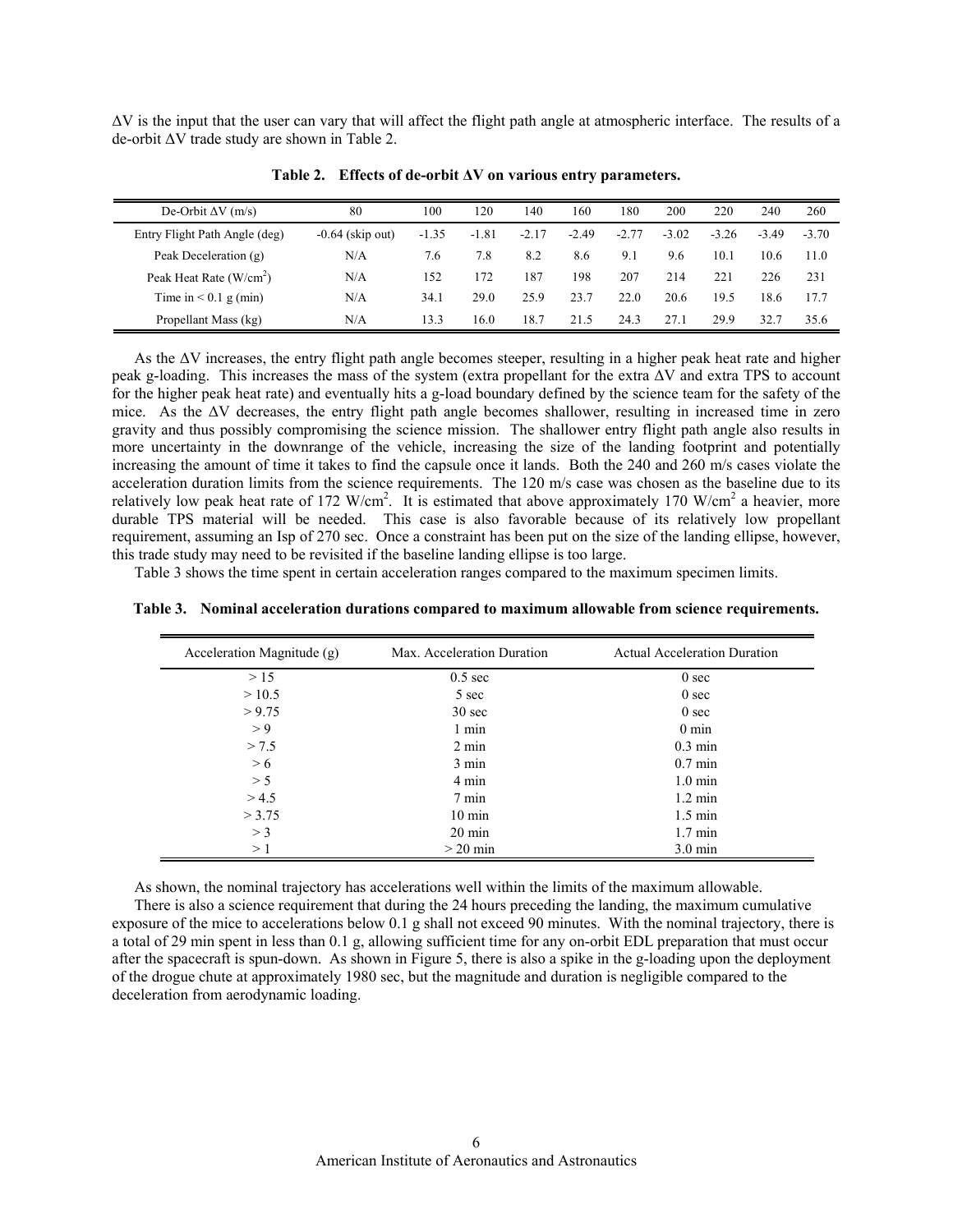ΔV is the input that the user can vary that will affect the flight path angle at atmospheric interface. The results of a de-orbit ΔV trade study are shown in Table 2.

**Table 2. Effects of de-orbit ΔV on various entry parameters.**

| De-Orbit ΔV (m/s) | 80 | 100 | 120 | 140 | 160 | 180 | 200 | 220 | 240 | 260 |
|---|---|---|---|---|---|---|---|---|---|---|
| Entry Flight Path Angle (deg) | -0.64 (skip out) | -1.35 | -1.81 | -2.17 | -2.49 | -2.77 | -3.02 | -3.26 | -3.49 | -3.70 |
| Peak Deceleration (g) | N/A | 7.6 | 7.8 | 8.2 | 8.6 | 9.1 | 9.6 | 10.1 | 10.6 | 11.0 |
| Peak Heat Rate ($W/cm^2$) | N/A | 152 | 172 | 187 | 198 | 207 | 214 | 221 | 226 | 231 |
| Time in < 0.1 g (min) | N/A | 34.1 | 29.0 | 25.9 | 23.7 | 22.0 | 20.6 | 19.5 | 18.6 | 17.7 |
| Propellant Mass (kg) | N/A | 13.3 | 16.0 | 18.7 | 21.5 | 24.3 | 27.1 | 29.9 | 32.7 | 35.6 |

As the ΔV increases, the entry flight path angle becomes steeper, resulting in a higher peak heat rate and higher peak g-loading. This increases the mass of the system (extra propellant for the extra ΔV and extra TPS to account for the higher peak heat rate) and eventually hits a g-load boundary defined by the science team for the safety of the mice. As the ΔV decreases, the entry flight path angle becomes shallower, resulting in increased time in zero gravity and thus possibly compromising the science mission. The shallower entry flight path angle also results in more uncertainty in the downrange of the vehicle, increasing the size of the landing footprint and potentially increasing the amount of time it takes to find the capsule once it lands. Both the 240 and 260 m/s cases violate the acceleration duration limits from the science requirements. The 120 m/s case was chosen as the baseline due to its relatively low peak heat rate of 172 $W/cm^2$. It is estimated that above approximately 170 $W/cm^2$ a heavier, more durable TPS material will be needed. This case is also favorable because of its relatively low propellant requirement, assuming an Isp of 270 sec. Once a constraint has been put on the size of the landing ellipse, however, this trade study may need to be revisited if the baseline landing ellipse is too large.

Table 3 shows the time spent in certain acceleration ranges compared to the maximum specimen limits.

**Table 3. Nominal acceleration durations compared to maximum allowable from science requirements.**

| Acceleration Magnitude (g) | Max. Acceleration Duration | Actual Acceleration Duration |
|---|---|---|
| > 15 | 0.5 sec | 0 sec |
| > 10.5 | 5 sec | 0 sec |
| > 9.75 | 30 sec | 0 sec |
| > 9 | 1 min | 0 min |
| > 7.5 | 2 min | 0.3 min |
| > 6 | 3 min | 0.7 min |
| > 5 | 4 min | 1.0 min |
| > 4.5 | 7 min | 1.2 min |
| > 3.75 | 10 min | 1.5 min |
| > 3 | 20 min | 1.7 min |
| > 1 | > 20 min | 3.0 min |

As shown, the nominal trajectory has accelerations well within the limits of the maximum allowable.

There is also a science requirement that during the 24 hours preceding the landing, the maximum cumulative exposure of the mice to accelerations below 0.1 g shall not exceed 90 minutes. With the nominal trajectory, there is a total of 29 min spent in less than 0.1 g, allowing sufficient time for any on-orbit EDL preparation that must occur after the spacecraft is spun-down. As shown in Figure 5, there is also a spike in the g-loading upon the deployment of the drogue chute at approximately 1980 sec, but the magnitude and duration is negligible compared to the deceleration from aerodynamic loading.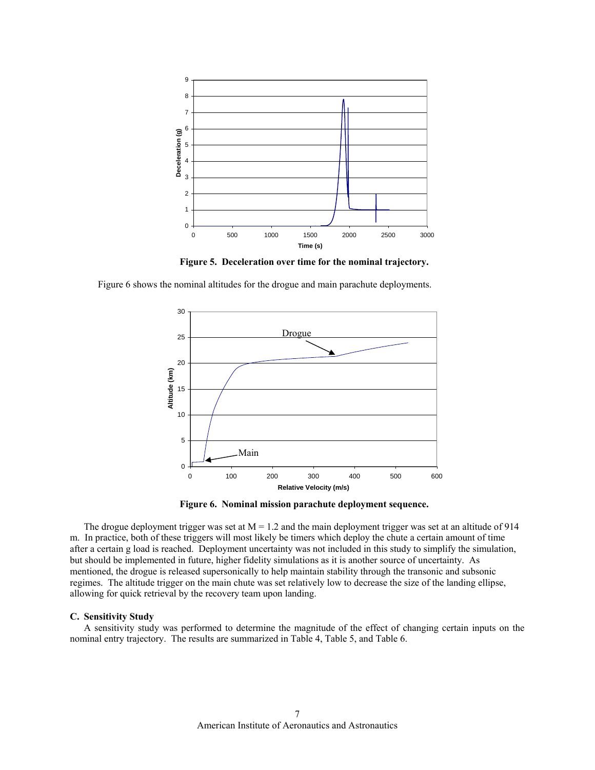**Figure 5. Deceleration over time for the nominal trajectory.**

Figure 6 shows the nominal altitudes for the drogue and main parachute deployments.

**Figure 6. Nominal mission parachute deployment sequence.**

The drogue deployment trigger was set at M = 1.2 and the main deployment trigger was set at an altitude of 914 m. In practice, both of these triggers will most likely be timers which deploy the chute a certain amount of time after a certain g load is reached. Deployment uncertainty was not included in this study to simplify the simulation, but should be implemented in future, higher fidelity simulations as it is another source of uncertainty. As mentioned, the drogue is released supersonically to help maintain stability through the transonic and subsonic regimes. The altitude trigger on the main chute was set relatively low to decrease the size of the landing ellipse, allowing for quick retrieval by the recovery team upon landing.

### C. Sensitivity Study

A sensitivity study was performed to determine the magnitude of the effect of changing certain inputs on the nominal entry trajectory. The results are summarized in Table 4, Table 5, and Table 6.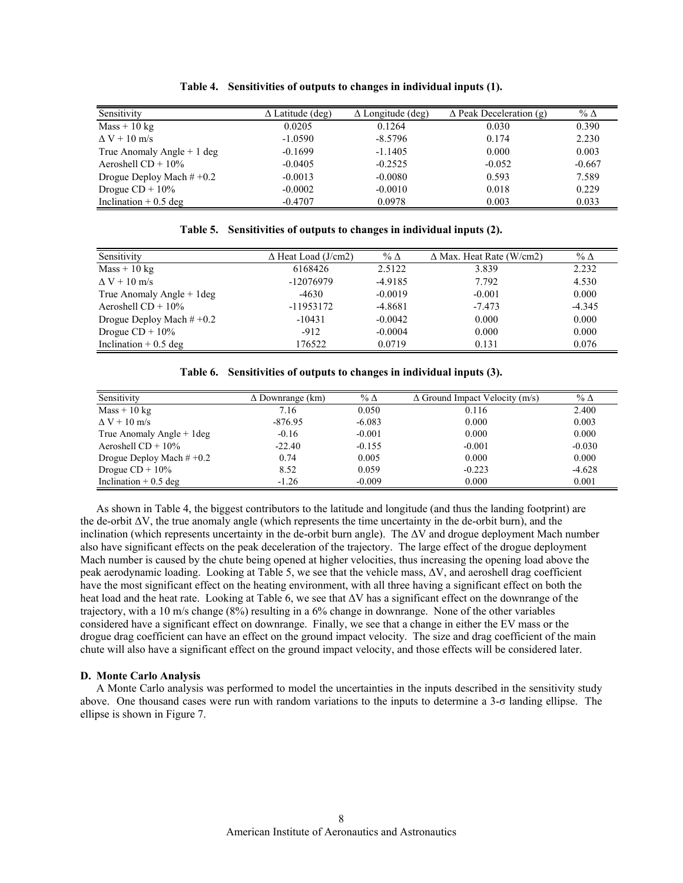**Table 4. Sensitivities of outputs to changes in individual inputs (1).**

| Sensitivity | Δ Latitude (deg) | Δ Longitude (deg) | Δ Peak Deceleration (g) | % Δ |
|---|---|---|---|---|
| Mass + 10 kg | 0.0205 | 0.1264 | 0.030 | 0.390 |
| Δ V + 10 m/s | -1.0590 | -8.5796 | 0.174 | 2.230 |
| True Anomaly Angle + 1 deg | -0.1699 | -1.1405 | 0.000 | 0.003 |
| Aeroshell CD + 10% | -0.0405 | -0.2525 | -0.052 | -0.667 |
| Drogue Deploy Mach # +0.2 | -0.0013 | -0.0080 | 0.593 | 7.589 |
| Drogue CD + 10% | -0.0002 | -0.0010 | 0.018 | 0.229 |
| Inclination + 0.5 deg | -0.4707 | 0.0978 | 0.003 | 0.033 |

**Table 5. Sensitivities of outputs to changes in individual inputs (2).**

| Sensitivity | Δ Heat Load (J/cm2) | % Δ | Δ Max. Heat Rate (W/cm2) | % Δ |
|---|---|---|---|---|
| Mass + 10 kg | 6168426 | 2.5122 | 3.839 | 2.232 |
| Δ V + 10 m/s | -12076979 | -4.9185 | 7.792 | 4.530 |
| True Anomaly Angle + 1deg | -4630 | -0.0019 | -0.001 | 0.000 |
| Aeroshell CD + 10% | -11953172 | -4.8681 | -7.473 | -4.345 |
| Drogue Deploy Mach # +0.2 | -10431 | -0.0042 | 0.000 | 0.000 |
| Drogue CD + 10% | -912 | -0.0004 | 0.000 | 0.000 |
| Inclination + 0.5 deg | 176522 | 0.0719 | 0.131 | 0.076 |

**Table 6. Sensitivities of outputs to changes in individual inputs (3).**

| Sensitivity | Δ Downrange (km) | % Δ | Δ Ground Impact Velocity (m/s) | % Δ |
|---|---|---|---|---|
| Mass + 10 kg | 7.16 | 0.050 | 0.116 | 2.400 |
| Δ V + 10 m/s | -876.95 | -6.083 | 0.000 | 0.003 |
| True Anomaly Angle + 1deg | -0.16 | -0.001 | 0.000 | 0.000 |
| Aeroshell CD + 10% | -22.40 | -0.155 | -0.001 | -0.030 |
| Drogue Deploy Mach # +0.2 | 0.74 | 0.005 | 0.000 | 0.000 |
| Drogue CD + 10% | 8.52 | 0.059 | -0.223 | -4.628 |
| Inclination + 0.5 deg | -1.26 | -0.009 | 0.000 | 0.001 |

As shown in Table 4, the biggest contributors to the latitude and longitude (and thus the landing footprint) are the de-orbit ΔV, the true anomaly angle (which represents the time uncertainty in the de-orbit burn), and the inclination (which represents uncertainty in the de-orbit burn angle). The ΔV and drogue deployment Mach number also have significant effects on the peak deceleration of the trajectory. The large effect of the drogue deployment Mach number is caused by the chute being opened at higher velocities, thus increasing the opening load above the peak aerodynamic loading. Looking at Table 5, we see that the vehicle mass, ΔV, and aeroshell drag coefficient have the most significant effect on the heating environment, with all three having a significant effect on both the heat load and the heat rate. Looking at Table 6, we see that ΔV has a significant effect on the downrange of the trajectory, with a 10 m/s change (8%) resulting in a 6% change in downrange. None of the other variables considered have a significant effect on downrange. Finally, we see that a change in either the EV mass or the drogue drag coefficient can have an effect on the ground impact velocity. The size and drag coefficient of the main chute will also have a significant effect on the ground impact velocity, and those effects will be considered later.

### D. Monte Carlo Analysis

A Monte Carlo analysis was performed to model the uncertainties in the inputs described in the sensitivity study above. One thousand cases were run with random variations to the inputs to determine a 3-σ landing ellipse. The ellipse is shown in Figure 7.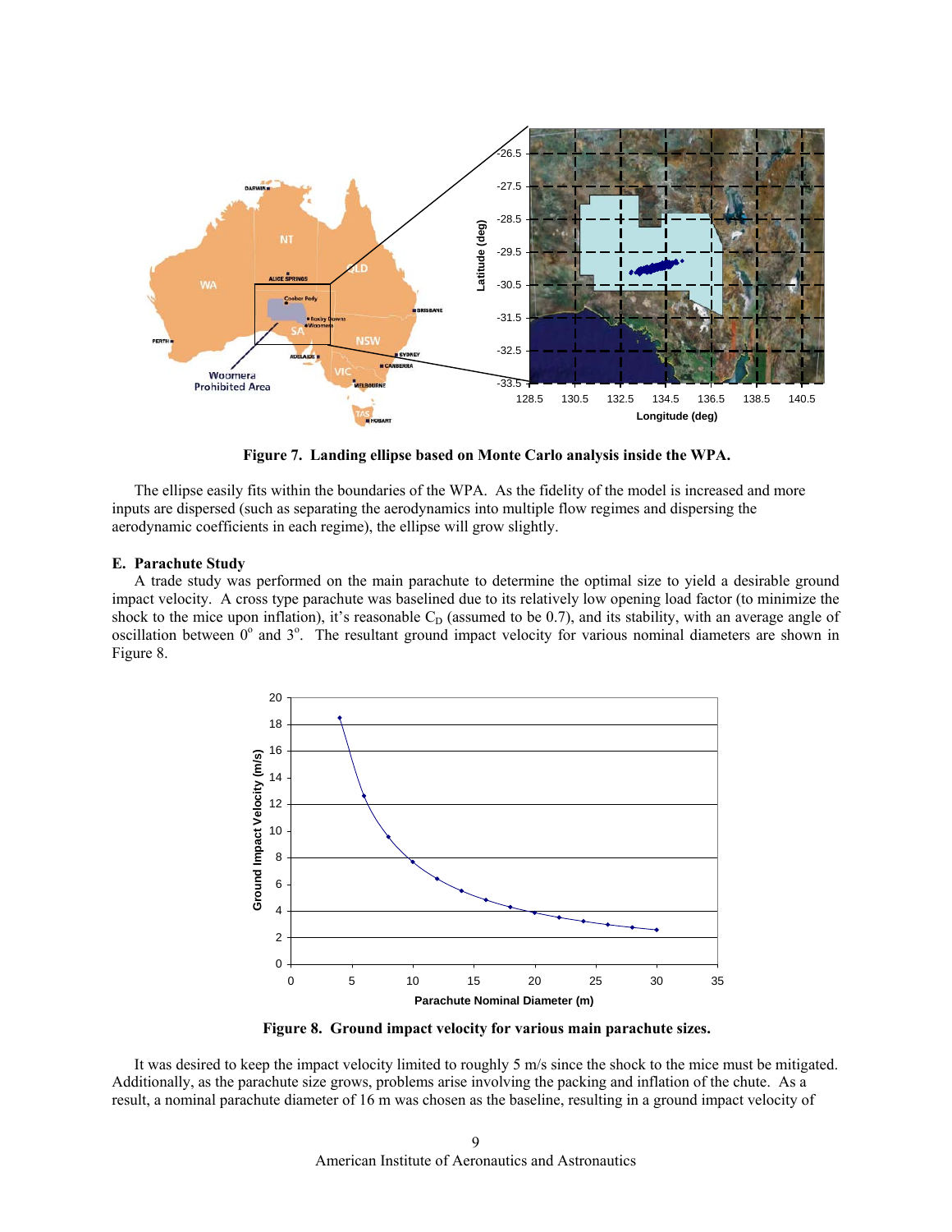Figure 7. Landing ellipse based on Monte Carlo analysis inside the WPA.

The ellipse easily fits within the boundaries of the WPA. As the fidelity of the model is increased and more inputs are dispersed (such as separating the aerodynamics into multiple flow regimes and dispersing the aerodynamic coefficients in each regime), the ellipse will grow slightly.

### E. Parachute Study

A trade study was performed on the main parachute to determine the optimal size to yield a desirable ground impact velocity. A cross type parachute was baselined due to its relatively low opening load factor (to minimize the shock to the mice upon inflation), it's reasonable $C_D$ (assumed to be 0.7), and its stability, with an average angle of oscillation between $0^o$ and $3^o$. The resultant ground impact velocity for various nominal diameters are shown in Figure 8.

Figure 8. Ground impact velocity for various main parachute sizes.

It was desired to keep the impact velocity limited to roughly 5 m/s since the shock to the mice must be mitigated. Additionally, as the parachute size grows, problems arise involving the packing and inflation of the chute. As a result, a nominal parachute diameter of 16 m was chosen as the baseline, resulting in a ground impact velocity of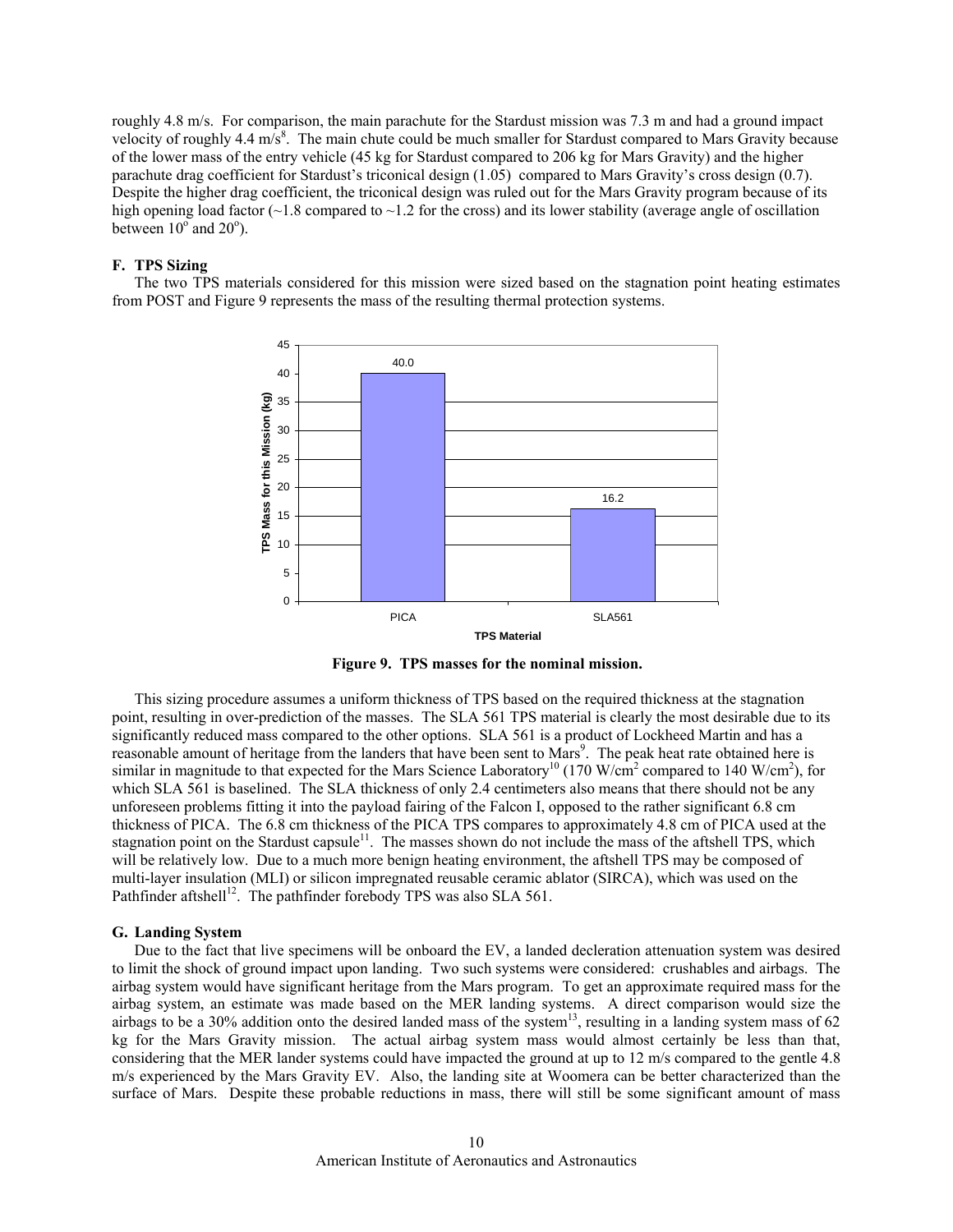roughly 4.8 m/s. For comparison, the main parachute for the Stardust mission was 7.3 m and had a ground impact velocity of roughly 4.4 m/s[8]. The main chute could be much smaller for Stardust compared to Mars Gravity because of the lower mass of the entry vehicle (45 kg for Stardust compared to 206 kg for Mars Gravity) and the higher parachute drag coefficient for Stardust's triconical design (1.05) compared to Mars Gravity's cross design (0.7). Despite the higher drag coefficient, the triconical design was ruled out for the Mars Gravity program because of its high opening load factor (~1.8 compared to ~1.2 for the cross) and its lower stability (average angle of oscillation between $10^{o}$ and $20^{o}$).

### F. TPS Sizing

The two TPS materials considered for this mission were sized based on the stagnation point heating estimates from POST and Figure 9 represents the mass of the resulting thermal protection systems.

| TPS Material | TPS Mass for this Mission (kg) |
|---|---|
| PICA | 40.0 |
| SLA561 | 16.2 |

**Figure 9. TPS masses for the nominal mission.**

This sizing procedure assumes a uniform thickness of TPS based on the required thickness at the stagnation point, resulting in over-prediction of the masses. The SLA 561 TPS material is clearly the most desirable due to its significantly reduced mass compared to the other options. SLA 561 is a product of Lockheed Martin and has a reasonable amount of heritage from the landers that have been sent to Mars[9]. The peak heat rate obtained here is similar in magnitude to that expected for the Mars Science Laboratory[10] (170 W/cm$^2$ compared to 140 W/cm$^2$), for which SLA 561 is baselined. The SLA thickness of only 2.4 centimeters also means that there should not be any unforeseen problems fitting it into the payload fairing of the Falcon I, opposed to the rather significant 6.8 cm thickness of PICA. The 6.8 cm thickness of the PICA TPS compares to approximately 4.8 cm of PICA used at the stagnation point on the Stardust capsule[11]. The masses shown do not include the mass of the aftshell TPS, which will be relatively low. Due to a much more benign heating environment, the aftshell TPS may be composed of multi-layer insulation (MLI) or silicon impregnated reusable ceramic ablator (SIRCA), which was used on the Pathfinder aftshell[12]. The pathfinder forebody TPS was also SLA 561.

### G. Landing System

Due to the fact that live specimens will be onboard the EV, a landed deceleration attenuation system was desired to limit the shock of ground impact upon landing. Two such systems were considered: crushables and airbags. The airbag system would have significant heritage from the Mars program. To get an approximate required mass for the airbag system, an estimate was made based on the MER landing systems. A direct comparison would size the airbags to be a 30% addition onto the desired landed mass of the system[13], resulting in a landing system mass of 62 kg for the Mars Gravity mission. The actual airbag system mass would almost certainly be less than that, considering that the MER lander systems could have impacted the ground at up to 12 m/s compared to the gentle 4.8 m/s experienced by the Mars Gravity EV. Also, the landing site at Woomera can be better characterized than the surface of Mars. Despite these probable reductions in mass, there will still be some significant amount of mass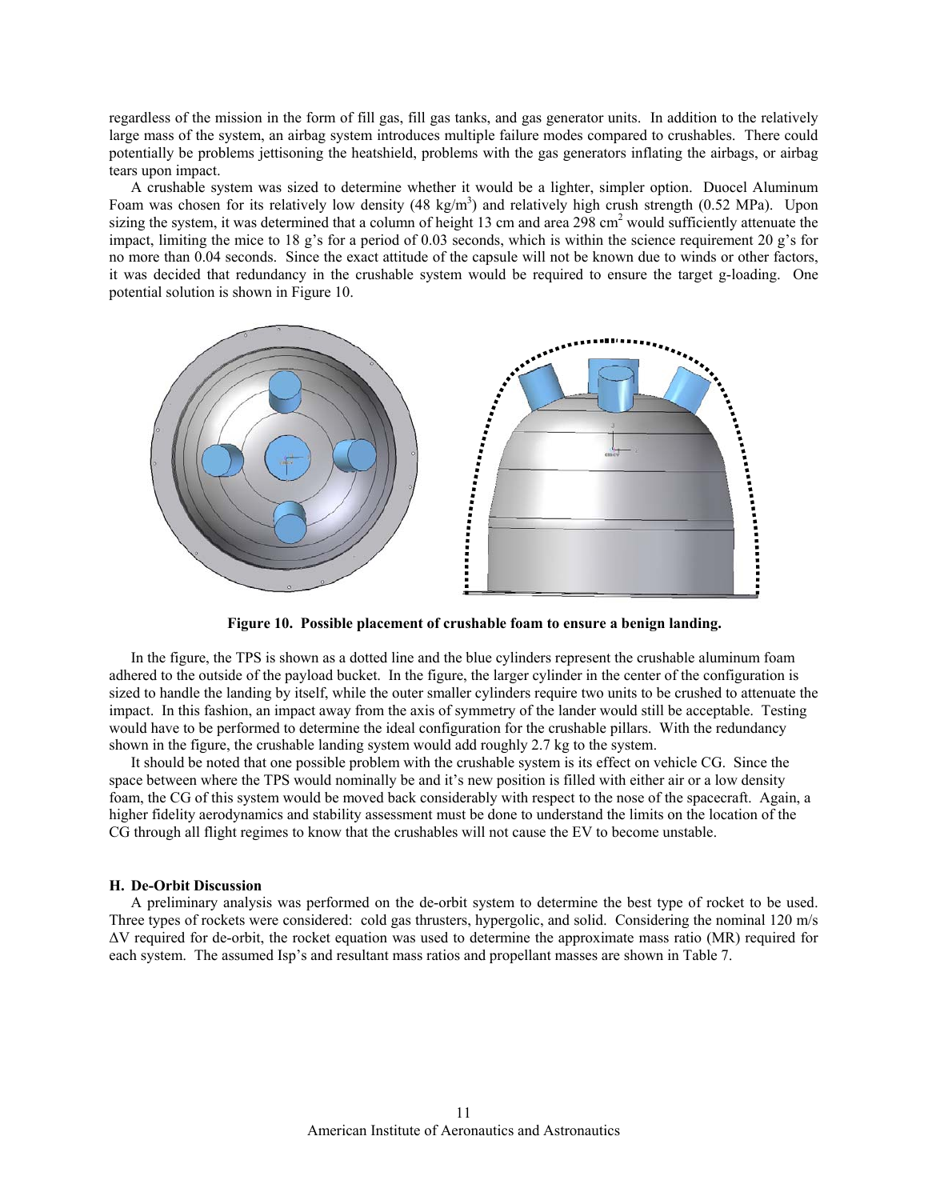regardless of the mission in the form of fill gas, fill gas tanks, and gas generator units. In addition to the relatively large mass of the system, an airbag system introduces multiple failure modes compared to crushables. There could potentially be problems jettisoning the heatshield, problems with the gas generators inflating the airbags, or airbag tears upon impact.

A crushable system was sized to determine whether it would be a lighter, simpler option. Duocel Aluminum Foam was chosen for its relatively low density (48 kg/m$^3$) and relatively high crush strength (0.52 MPa). Upon sizing the system, it was determined that a column of height 13 cm and area 298 cm$^2$ would sufficiently attenuate the impact, limiting the mice to 18 g's for a period of 0.03 seconds, which is within the science requirement 20 g's for no more than 0.04 seconds. Since the exact attitude of the capsule will not be known due to winds or other factors, it was decided that redundancy in the crushable system would be required to ensure the target g-loading. One potential solution is shown in Figure 10.

**Figure 10. Possible placement of crushable foam to ensure a benign landing.**

In the figure, the TPS is shown as a dotted line and the blue cylinders represent the crushable aluminum foam adhered to the outside of the payload bucket. In the figure, the larger cylinder in the center of the configuration is sized to handle the landing by itself, while the outer smaller cylinders require two units to be crushed to attenuate the impact. In this fashion, an impact away from the axis of symmetry of the lander would still be acceptable. Testing would have to be performed to determine the ideal configuration for the crushable pillars. With the redundancy shown in the figure, the crushable landing system would add roughly 2.7 kg to the system.

It should be noted that one possible problem with the crushable system is its effect on vehicle CG. Since the space between where the TPS would nominally be and it's new position is filled with either air or a low density foam, the CG of this system would be moved back considerably with respect to the nose of the spacecraft. Again, a higher fidelity aerodynamics and stability assessment must be done to understand the limits on the location of the CG through all flight regimes to know that the crushables will not cause the EV to become unstable.

### H. De-Orbit Discussion

A preliminary analysis was performed on the de-orbit system to determine the best type of rocket to be used. Three types of rockets were considered: cold gas thrusters, hypergolic, and solid. Considering the nominal 120 m/s $\Delta V$ required for de-orbit, the rocket equation was used to determine the approximate mass ratio (MR) required for each system. The assumed Isp's and resultant mass ratios and propellant masses are shown in Table 7.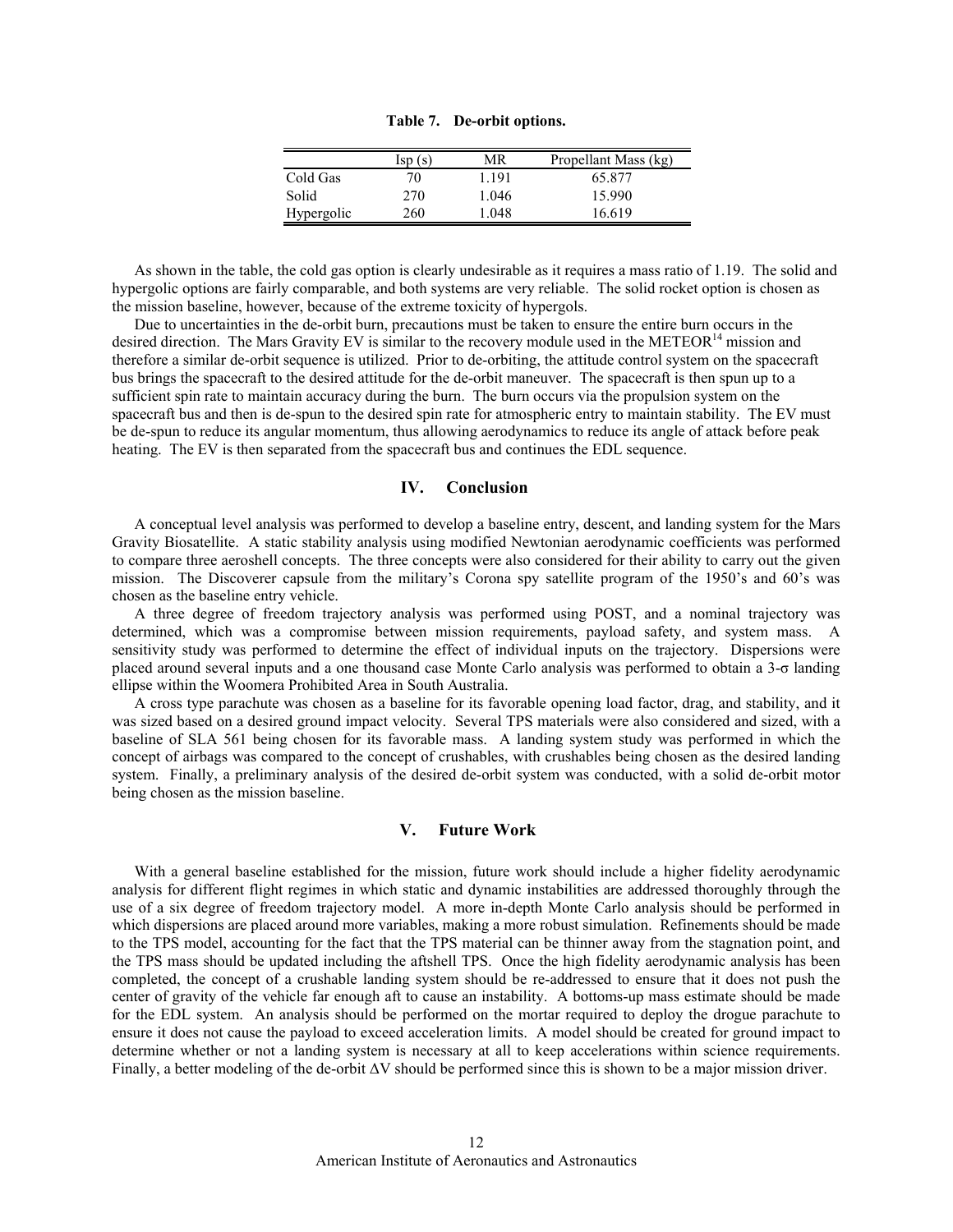**Table 7. De-orbit options.**

| | Isp (s) | MR | Propellant Mass (kg) |
|---|---|---|---|
| Cold Gas | 70 | 1.191 | 65.877 |
| Solid | 270 | 1.046 | 15.990 |
| Hypergolic | 260 | 1.048 | 16.619 |

As shown in the table, the cold gas option is clearly undesirable as it requires a mass ratio of 1.19. The solid and hypergolic options are fairly comparable, and both systems are very reliable. The solid rocket option is chosen as the mission baseline, however, because of the extreme toxicity of hypergols.

Due to uncertainties in the de-orbit burn, precautions must be taken to ensure the entire burn occurs in the desired direction. The Mars Gravity EV is similar to the recovery module used in the METEOR[14] mission and therefore a similar de-orbit sequence is utilized. Prior to de-orbiting, the attitude control system on the spacecraft bus brings the spacecraft to the desired attitude for the de-orbit maneuver. The spacecraft is then spun up to a sufficient spin rate to maintain accuracy during the burn. The burn occurs via the propulsion system on the spacecraft bus and then is de-spun to the desired spin rate for atmospheric entry to maintain stability. The EV must be de-spun to reduce its angular momentum, thus allowing aerodynamics to reduce its angle of attack before peak heating. The EV is then separated from the spacecraft bus and continues the EDL sequence.

## IV. Conclusion

A conceptual level analysis was performed to develop a baseline entry, descent, and landing system for the Mars Gravity Biosatellite. A static stability analysis using modified Newtonian aerodynamic coefficients was performed to compare three aeroshell concepts. The three concepts were also considered for their ability to carry out the given mission. The Discoverer capsule from the military's Corona spy satellite program of the 1950's and 60's was chosen as the baseline entry vehicle.

A three degree of freedom trajectory analysis was performed using POST, and a nominal trajectory was determined, which was a compromise between mission requirements, payload safety, and system mass. A sensitivity study was performed to determine the effect of individual inputs on the trajectory. Dispersions were placed around several inputs and a one thousand case Monte Carlo analysis was performed to obtain a 3-$\sigma$ landing ellipse within the Woomera Prohibited Area in South Australia.

A cross type parachute was chosen as a baseline for its favorable opening load factor, drag, and stability, and it was sized based on a desired ground impact velocity. Several TPS materials were also considered and sized, with a baseline of SLA 561 being chosen for its favorable mass. A landing system study was performed in which the concept of airbags was compared to the concept of crushables, with crushables being chosen as the desired landing system. Finally, a preliminary analysis of the desired de-orbit system was conducted, with a solid de-orbit motor being chosen as the mission baseline.

## V. Future Work

With a general baseline established for the mission, future work should include a higher fidelity aerodynamic analysis for different flight regimes in which static and dynamic instabilities are addressed thoroughly through the use of a six degree of freedom trajectory model. A more in-depth Monte Carlo analysis should be performed in which dispersions are placed around more variables, making a more robust simulation. Refinements should be made to the TPS model, accounting for the fact that the TPS material can be thinner away from the stagnation point, and the TPS mass should be updated including the aftshell TPS. Once the high fidelity aerodynamic analysis has been completed, the concept of a crushable landing system should be re-addressed to ensure that it does not push the center of gravity of the vehicle far enough aft to cause an instability. A bottoms-up mass estimate should be made for the EDL system. An analysis should be performed on the mortar required to deploy the drogue parachute to ensure it does not cause the payload to exceed acceleration limits. A model should be created for ground impact to determine whether or not a landing system is necessary at all to keep accelerations within science requirements. Finally, a better modeling of the de-orbit $\Delta V$ should be performed since this is shown to be a major mission driver.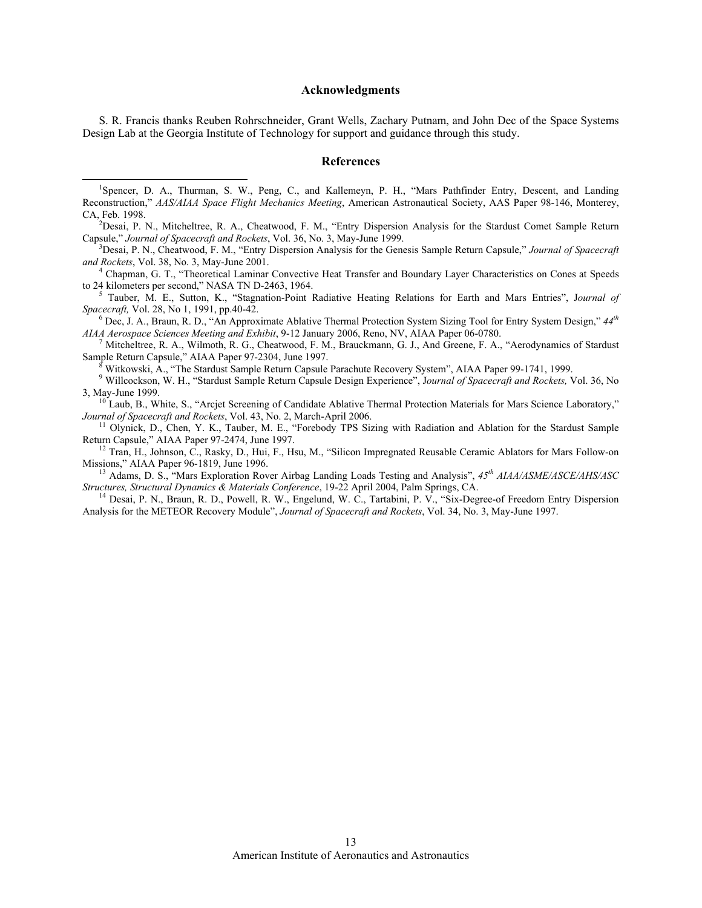## Acknowledgments

S. R. Francis thanks Reuben Rohrschneider, Grant Wells, Zachary Putnam, and John Dec of the Space Systems Design Lab at the Georgia Institute of Technology for support and guidance through this study.

## References

[1] Spencer, D. A., Thurman, S. W., Peng, C., and Kallemeyn, P. H., "Mars Pathfinder Entry, Descent, and Landing Reconstruction," *AAS/AIAA Space Flight Mechanics Meeting*, American Astronautical Society, AAS Paper 98-146, Monterey, CA, Feb. 1998.

[2] Desai, P. N., Mitcheltree, R. A., Cheatwood, F. M., "Entry Dispersion Analysis for the Stardust Comet Sample Return Capsule," *Journal of Spacecraft and Rockets*, Vol. 36, No. 3, May-June 1999.

[3] Desai, P. N., Cheatwood, F. M., "Entry Dispersion Analysis for the Genesis Sample Return Capsule," *Journal of Spacecraft and Rockets*, Vol. 38, No. 3, May-June 2001.

[4] Chapman, G. T., "Theoretical Laminar Convective Heat Transfer and Boundary Layer Characteristics on Cones at Speeds to 24 kilometers per second," NASA TN D-2463, 1964.

[5] Tauber, M. E., Sutton, K., "Stagnation-Point Radiative Heating Relations for Earth and Mars Entries", J*ournal of Spacecraft,* Vol. 28, No 1, 1991, pp.40-42.

[6] Dec, J. A., Braun, R. D., "An Approximate Ablative Thermal Protection System Sizing Tool for Entry System Design," *44th AIAA Aerospace Sciences Meeting and Exhibit*, 9-12 January 2006, Reno, NV, AIAA Paper 06-0780.

[7] Mitcheltree, R. A., Wilmoth, R. G., Cheatwood, F. M., Brauckmann, G. J., And Greene, F. A., "Aerodynamics of Stardust Sample Return Capsule," AIAA Paper 97-2304, June 1997.

[8] Witkowski, A., "The Stardust Sample Return Capsule Parachute Recovery System", AIAA Paper 99-1741, 1999.

[9] Willcockson, W. H., "Stardust Sample Return Capsule Design Experience", J*ournal of Spacecraft and Rockets,* Vol. 36, No 3, May-June 1999.

[10] Laub, B., White, S., "Arcjet Screening of Candidate Ablative Thermal Protection Materials for Mars Science Laboratory," *Journal of Spacecraft and Rockets*, Vol. 43, No. 2, March-April 2006.

[11] Olynick, D., Chen, Y. K., Tauber, M. E., "Forebody TPS Sizing with Radiation and Ablation for the Stardust Sample Return Capsule," AIAA Paper 97-2474, June 1997.

[12] Tran, H., Johnson, C., Rasky, D., Hui, F., Hsu, M., "Silicon Impregnated Reusable Ceramic Ablators for Mars Follow-on Missions," AIAA Paper 96-1819, June 1996.

[13] Adams, D. S., "Mars Exploration Rover Airbag Landing Loads Testing and Analysis", *45th AIAA/ASME/ASCE/AHS/ASC Structures, Structural Dynamics & Materials Conference*, 19-22 April 2004, Palm Springs, CA.

[14] Desai, P. N., Braun, R. D., Powell, R. W., Engelund, W. C., Tartabini, P. V., "Six-Degree-of Freedom Entry Dispersion Analysis for the METEOR Recovery Module", *Journal of Spacecraft and Rockets*, Vol. 34, No. 3, May-June 1997.